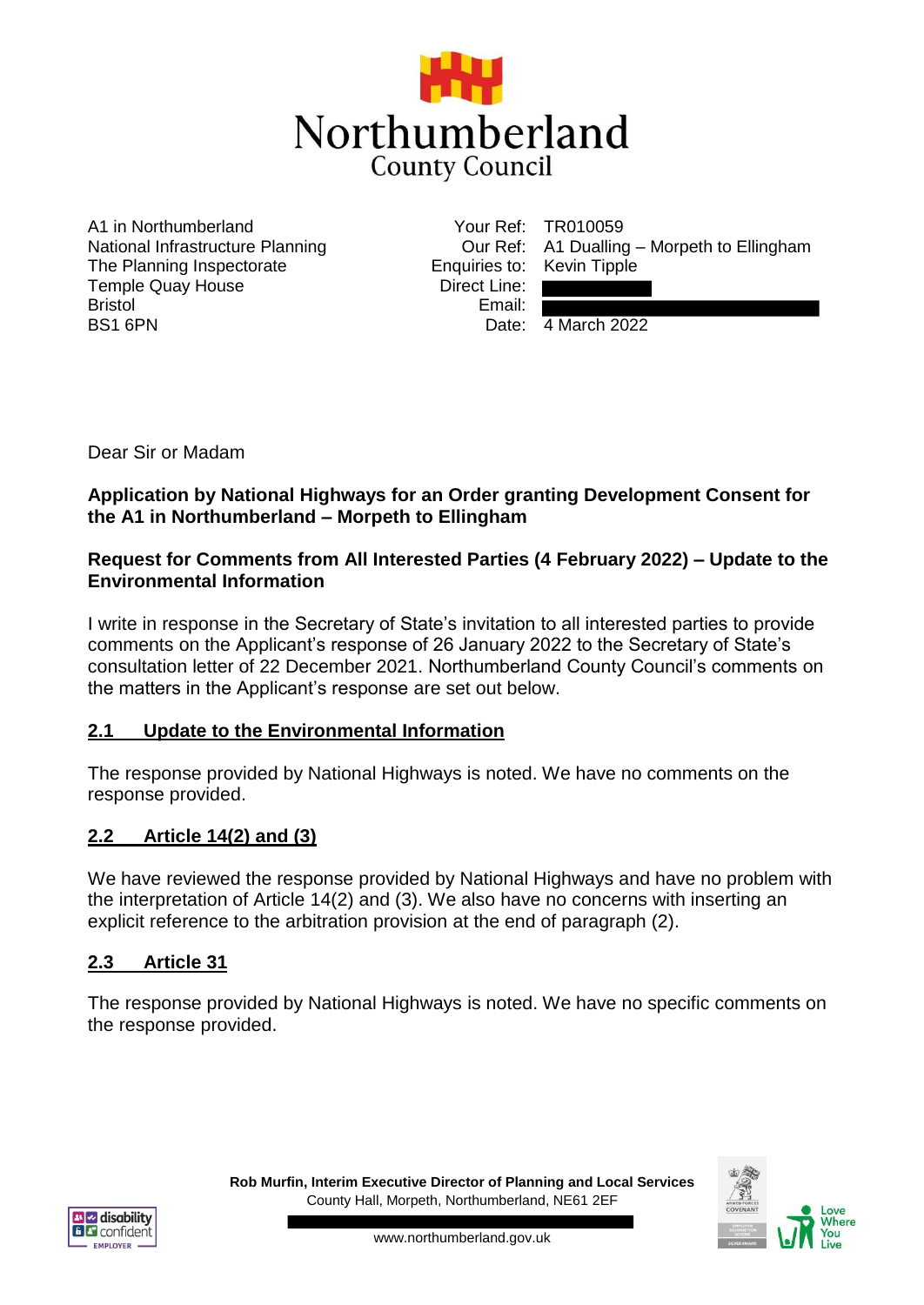# Northumberland County Council

A1 in Northumberland
National Infrastructure Planning
The Planning Inspectorate
Temple Quay House
Bristol
BS1 6PN

Your Ref: TR010059
Our Ref: A1 Dualling – Morpeth to Ellingham
Enquiries to: Kevin Tipple
Direct Line:
Email:
Date: 4 March 2022

Dear Sir or Madam

**Application by National Highways for an Order granting Development Consent for the A1 in Northumberland – Morpeth to Ellingham**

**Request for Comments from All Interested Parties (4 February 2022) – Update to the Environmental Information**

I write in response in the Secretary of State's invitation to all interested parties to provide comments on the Applicant's response of 26 January 2022 to the Secretary of State's consultation letter of 22 December 2021. Northumberland County Council's comments on the matters in the Applicant's response are set out below.

## 2.1 Update to the Environmental Information

The response provided by National Highways is noted. We have no comments on the response provided.

## 2.2 Article 14(2) and (3)

We have reviewed the response provided by National Highways and have no problem with the interpretation of Article 14(2) and (3). We also have no concerns with inserting an explicit reference to the arbitration provision at the end of paragraph (2).

## 2.3 Article 31

The response provided by National Highways is noted. We have no specific comments on the response provided.

**Rob Murfin, Interim Executive Director of Planning and Local Services**
County Hall, Morpeth, Northumberland, NE61 2EF
www.northumberland.gov.uk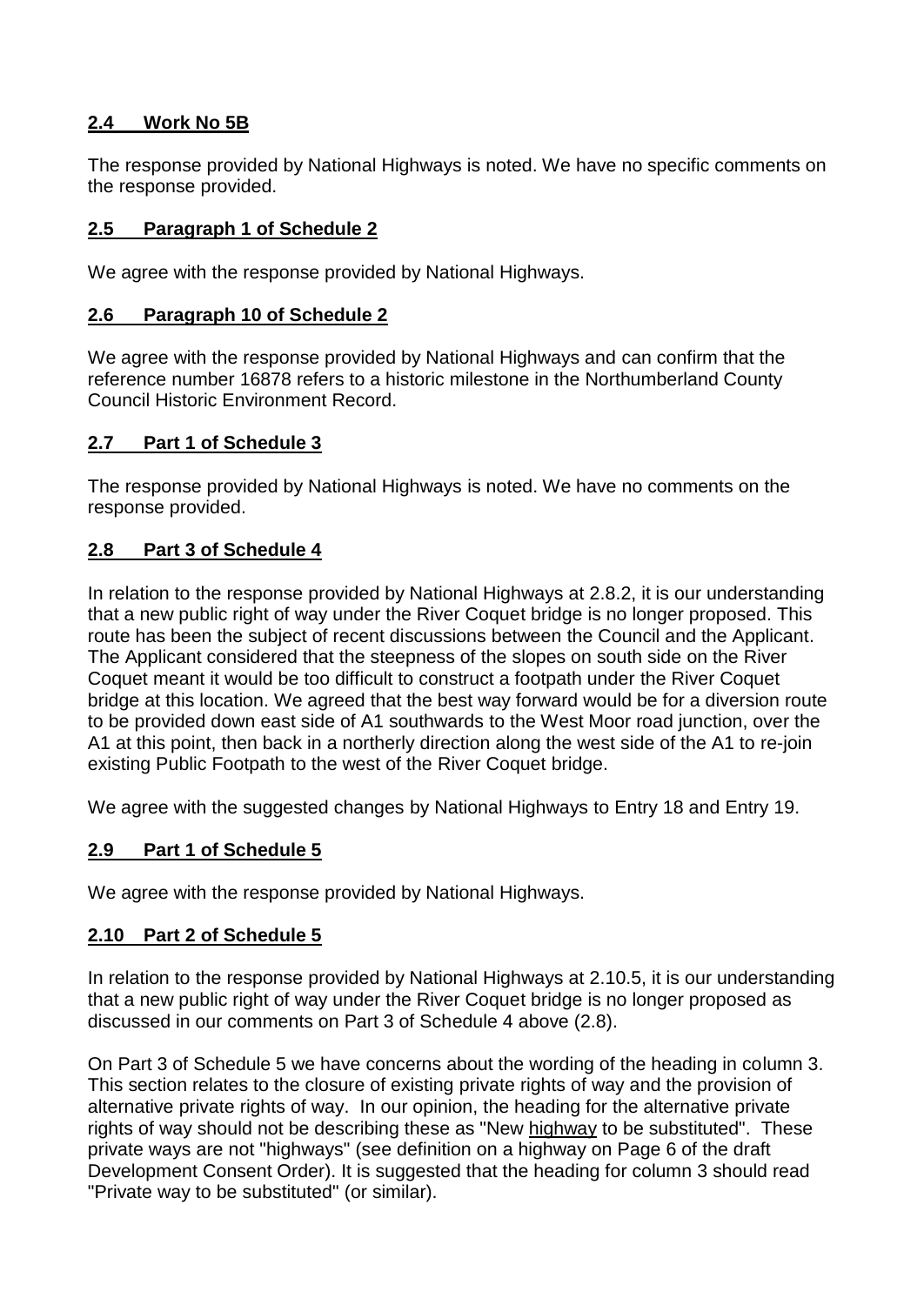## **2.4 Work No 5B**

The response provided by National Highways is noted. We have no specific comments on the response provided.

## **2.5 Paragraph 1 of Schedule 2**

We agree with the response provided by National Highways.

## **2.6 Paragraph 10 of Schedule 2**

We agree with the response provided by National Highways and can confirm that the reference number 16878 refers to a historic milestone in the Northumberland County Council Historic Environment Record.

## **2.7 Part 1 of Schedule 3**

The response provided by National Highways is noted. We have no comments on the response provided.

## **2.8 Part 3 of Schedule 4**

In relation to the response provided by National Highways at 2.8.2, it is our understanding that a new public right of way under the River Coquet bridge is no longer proposed. This route has been the subject of recent discussions between the Council and the Applicant. The Applicant considered that the steepness of the slopes on south side on the River Coquet meant it would be too difficult to construct a footpath under the River Coquet bridge at this location. We agreed that the best way forward would be for a diversion route to be provided down east side of A1 southwards to the West Moor road junction, over the A1 at this point, then back in a northerly direction along the west side of the A1 to re-join existing Public Footpath to the west of the River Coquet bridge.

We agree with the suggested changes by National Highways to Entry 18 and Entry 19.

## **2.9 Part 1 of Schedule 5**

We agree with the response provided by National Highways.

## **2.10 Part 2 of Schedule 5**

In relation to the response provided by National Highways at 2.10.5, it is our understanding that a new public right of way under the River Coquet bridge is no longer proposed as discussed in our comments on Part 3 of Schedule 4 above (2.8).

On Part 3 of Schedule 5 we have concerns about the wording of the heading in column 3. This section relates to the closure of existing private rights of way and the provision of alternative private rights of way. In our opinion, the heading for the alternative private rights of way should not be describing these as "New <u>highway</u> to be substituted". These private ways are not "highways" (see definition on a highway on Page 6 of the draft Development Consent Order). It is suggested that the heading for column 3 should read "Private way to be substituted" (or similar).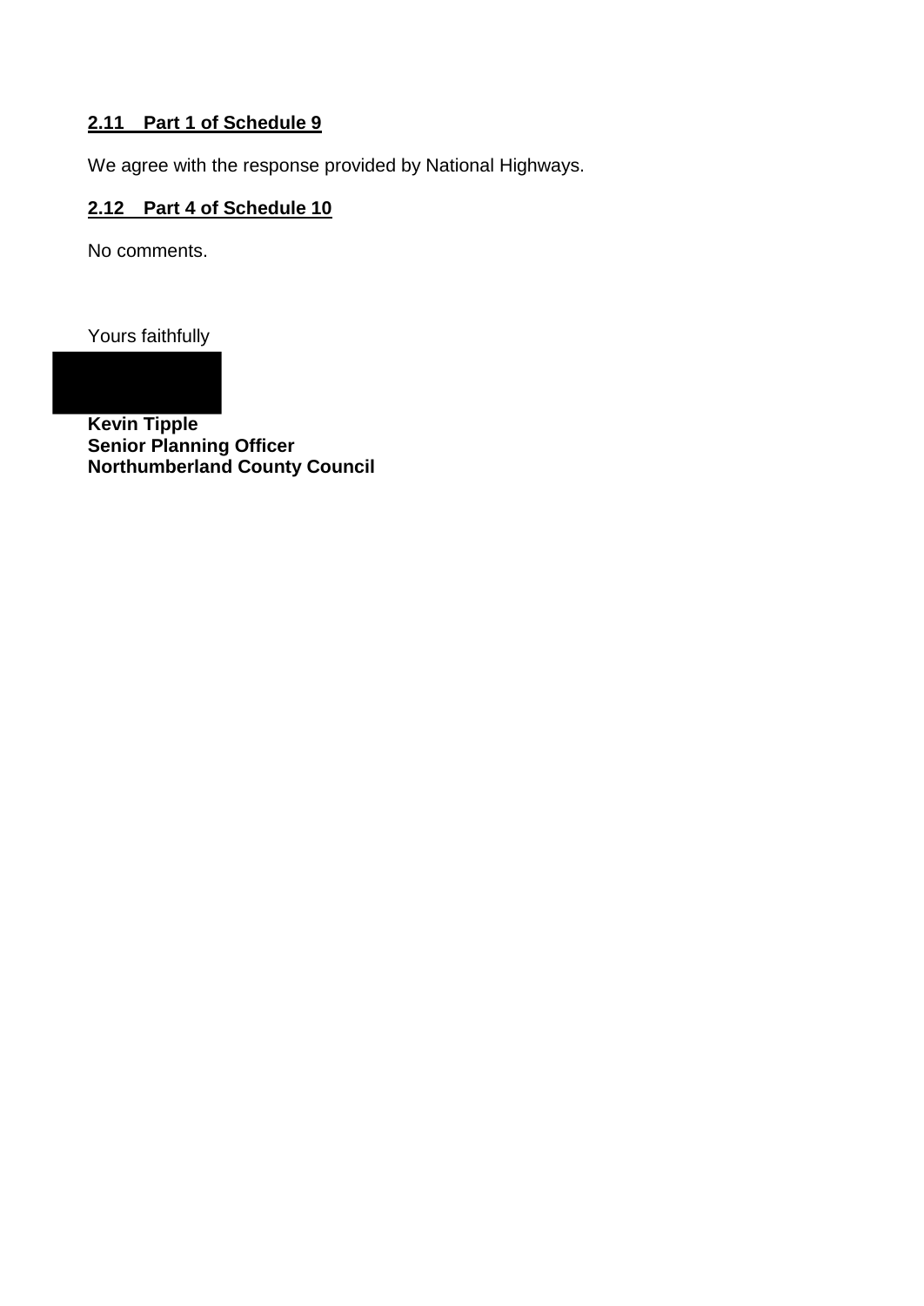**2.11 Part 1 of Schedule 9**

We agree with the response provided by National Highways.

**2.12 Part 4 of Schedule 10**

No comments.

Yours faithfully

**Kevin Tipple**
**Senior Planning Officer**
**Northumberland County Council**